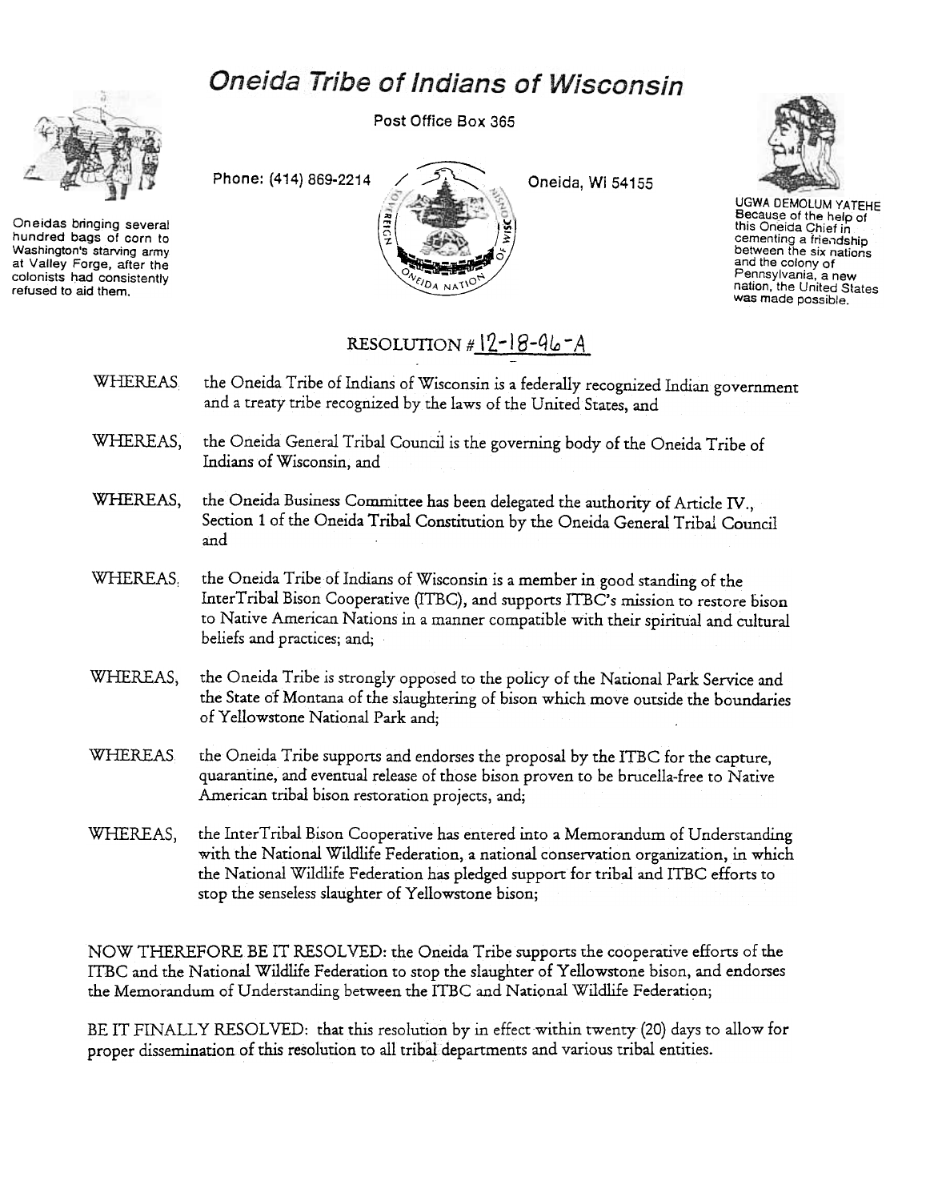# Oneida Tribe of Indians of Wisconsin

Post Office Box 365

Phone: (414) 869-2214

Oneida, Wi 54155

Oneidas bringing several hundred bags of corn to Washington's starving army at Valley Forge, after the colonists had consistently refused to aid them.

UGWA DEMOLUM YATEHE
Because of the help of this Oneida Chief in cementing a friendship between the six nations and the colony of Pennsylvania, a new nation, the United States was made possible.

## RESOLUTION # 12-18-96-A

WHEREAS the Oneida Tribe of Indians of Wisconsin is a federally recognized Indian government and a treaty tribe recognized by the laws of the United States, and

WHEREAS, the Oneida General Tribal Council is the governing body of the Oneida Tribe of Indians of Wisconsin, and

WHEREAS, the Oneida Business Committee has been delegated the authority of Article IV., Section 1 of the Oneida Tribal Constitution by the Oneida General Tribal Council and

WHEREAS, the Oneida Tribe of Indians of Wisconsin is a member in good standing of the InterTribal Bison Cooperative (ITBC), and supports ITBC's mission to restore bison to Native American Nations in a manner compatible with their spiritual and cultural beliefs and practices; and;

WHEREAS, the Oneida Tribe is strongly opposed to the policy of the National Park Service and the State of Montana of the slaughtering of bison which move outside the boundaries of Yellowstone National Park and;

WHEREAS the Oneida Tribe supports and endorses the proposal by the ITBC for the capture, quarantine, and eventual release of those bison proven to be brucella-free to Native American tribal bison restoration projects, and;

WHEREAS, the InterTribal Bison Cooperative has entered into a Memorandum of Understanding with the National Wildlife Federation, a national conservation organization, in which the National Wildlife Federation has pledged support for tribal and ITBC efforts to stop the senseless slaughter of Yellowstone bison;

NOW THEREFORE BE IT RESOLVED: the Oneida Tribe supports the cooperative efforts of the ITBC and the National Wildlife Federation to stop the slaughter of Yellowstone bison, and endorses the Memorandum of Understanding between the ITBC and National Wildlife Federation;

BE IT FINALLY RESOLVED: that this resolution by in effect within twenty (20) days to allow for proper dissemination of this resolution to all tribal departments and various tribal entities.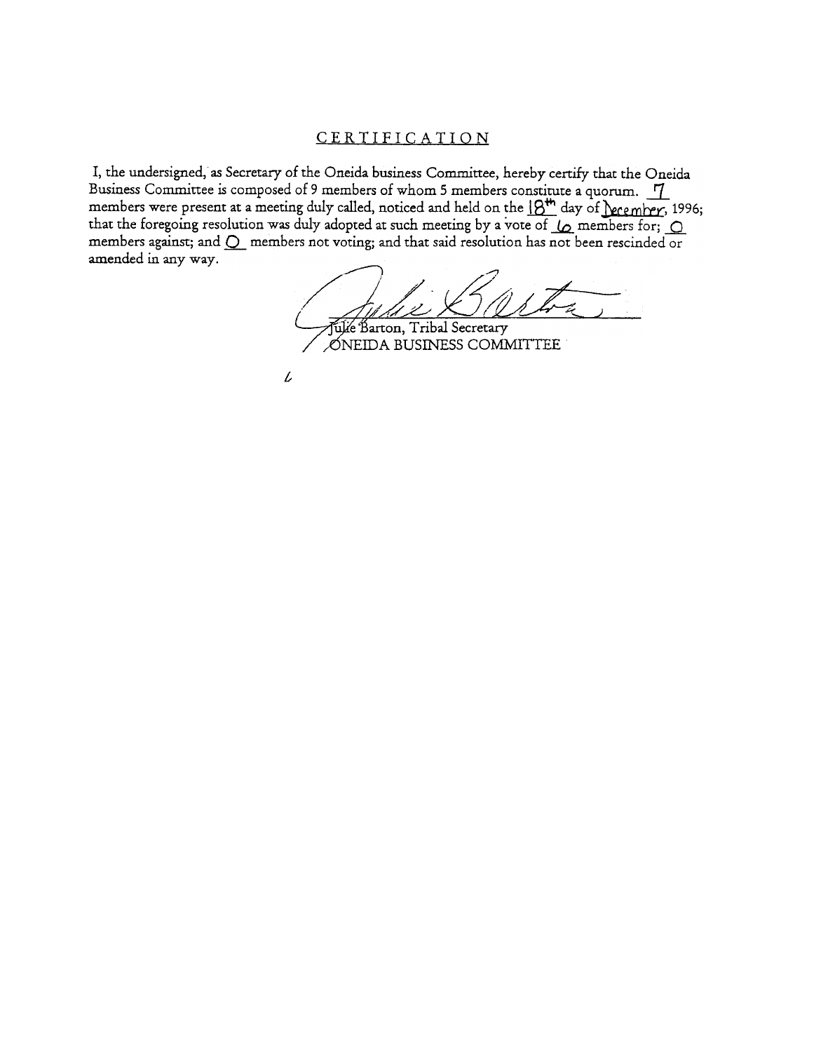## CERTIFICATION

I, the undersigned, as Secretary of the Oneida business Committee, hereby certify that the Oneida Business Committee is composed of 9 members of whom 5 members constitute a quorum. 7 members were present at a meeting duly called, noticed and held on the 18th day of December, 1996; that the foregoing resolution was duly adopted at such meeting by a vote of 6 members for; 0 members against; and 0 members not voting; and that said resolution has not been rescinded or amended in any way.

Julie Barton, Tribal Secretary  
ONEIDA BUSINESS COMMITTEE